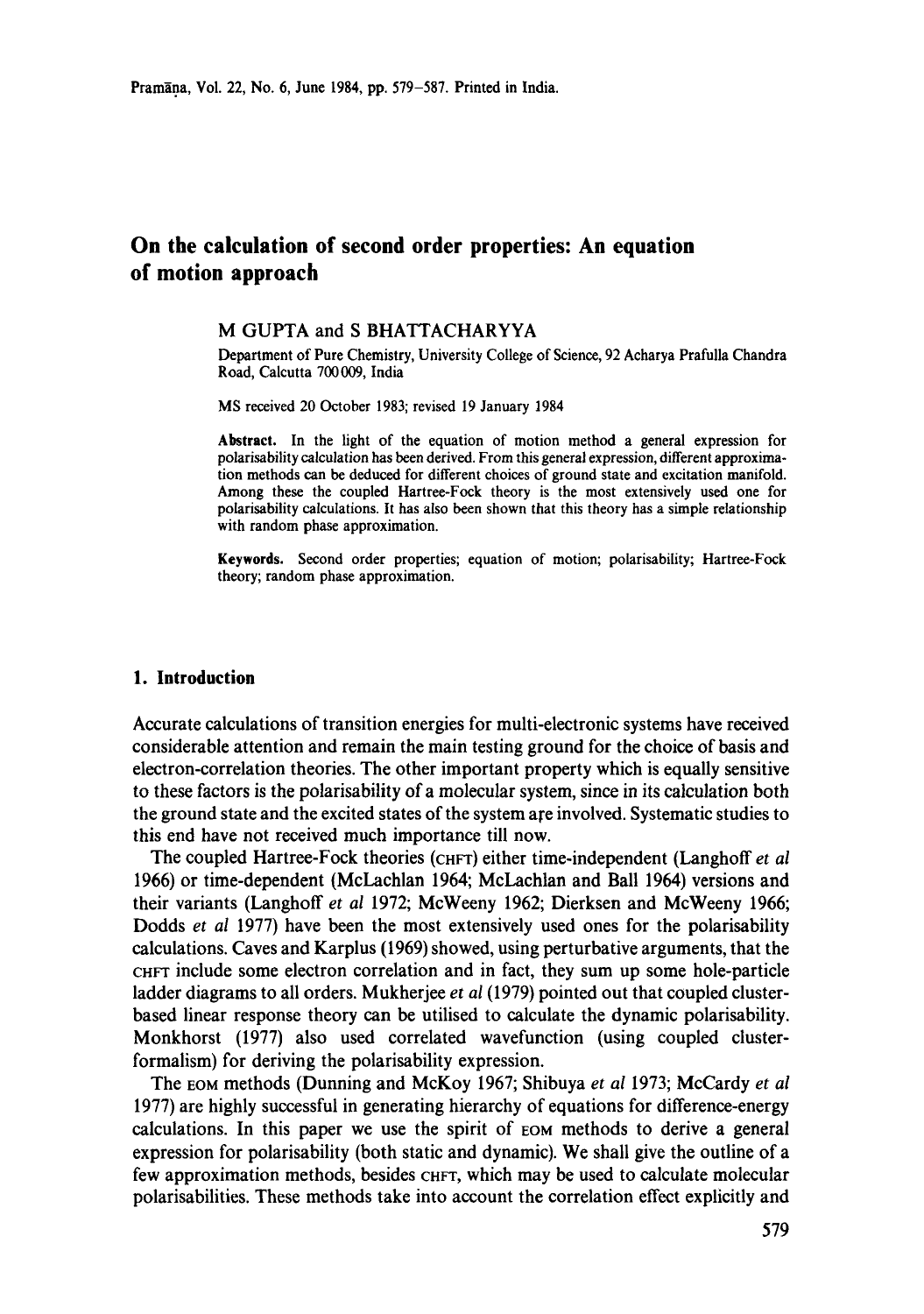# On the calculation of second order properties: An equation of motion approach

M GUPTA and S BHATTACHARYYA

Department of Pure Chemistry, University College of Science, 92 Acharya Prafulla Chandra Road, Calcutta 700 009, India

MS received 20 October 1983; revised 19 January 1984

**Abstract.** In the light of the equation of motion method a general expression for polarisability calculation has been derived. From this general expression, different approximation methods can be deduced for different choices of ground state and excitation manifold. Among these the coupled Hartree-Fock theory is the most extensively used one for polarisability calculations. It has also been shown that this theory has a simple relationship with random phase approximation.

**Keywords.** Second order properties; equation of motion; polarisability; Hartree-Fock theory; random phase approximation.

## 1. Introduction

Accurate calculations of transition energies for multi-electronic systems have received considerable attention and remain the main testing ground for the choice of basis and electron-correlation theories. The other important property which is equally sensitive to these factors is the polarisability of a molecular system, since in its calculation both the ground state and the excited states of the system are involved. Systematic studies to this end have not received much importance till now.

The coupled Hartree-Fock theories (CHFT) either time-independent (Langhoff *et al* 1966) or time-dependent (McLachlan 1964; McLachlan and Ball 1964) versions and their variants (Langhoff *et al* 1972; McWeeny 1962; Dierksen and McWeeny 1966; Dodds *et al* 1977) have been the most extensively used ones for the polarisability calculations. Caves and Karplus (1969) showed, using perturbative arguments, that the CHFT include some electron correlation and in fact, they sum up some hole-particle ladder diagrams to all orders. Mukherjee *et al* (1979) pointed out that coupled cluster-based linear response theory can be utilised to calculate the dynamic polarisability. Monkhorst (1977) also used correlated wavefunction (using coupled cluster-formalism) for deriving the polarisability expression.

The EOM methods (Dunning and McKoy 1967; Shibuya *et al* 1973; McCardy *et al* 1977) are highly successful in generating hierarchy of equations for difference-energy calculations. In this paper we use the spirit of EOM methods to derive a general expression for polarisability (both static and dynamic). We shall give the outline of a few approximation methods, besides CHFT, which may be used to calculate molecular polarisabilities. These methods take into account the correlation effect explicitly and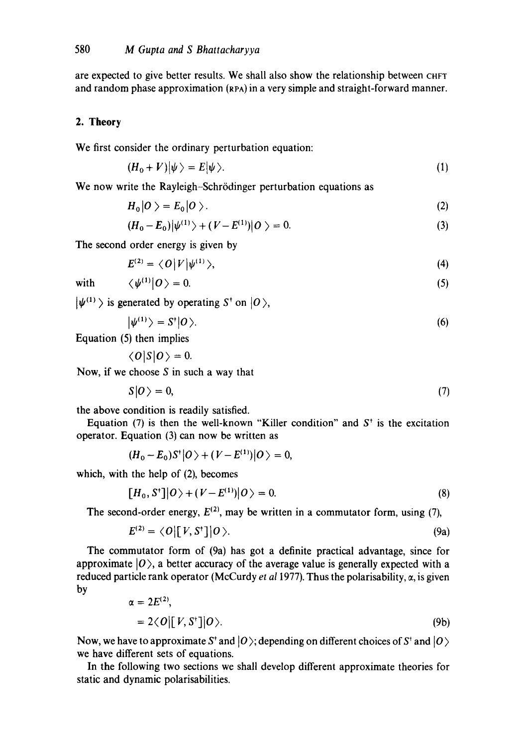are expected to give better results. We shall also show the relationship between CHFT and random phase approximation (RPA) in a very simple and straight-forward manner.

## 2. Theory

We first consider the ordinary perturbation equation:

$$(H_0 + V)|\psi\rangle = E|\psi\rangle. \tag{1}$$

We now write the Rayleigh–Schrödinger perturbation equations as

$$H_0|O\rangle = E_0|O\rangle. \tag{2}$$

$$(H_0 - E_0)|\psi^{(1)}\rangle + (V - E^{(1)})|O\rangle = 0. \tag{3}$$

The second order energy is given by

$$E^{(2)} = \langle O|V|\psi^{(1)}\rangle, \tag{4}$$

with

$$\langle\psi^{(1)}|O\rangle = 0. \tag{5}$$

$|\psi^{(1)}\rangle$ is generated by operating $S^\dagger$ on $|O\rangle$,

$$|\psi^{(1)}\rangle = S^\dagger|O\rangle. \tag{6}$$

Equation (5) then implies

$$\langle O|S|O\rangle = 0.$$

Now, if we choose $S$ in such a way that

$$S|O\rangle = 0, \tag{7}$$

the above condition is readily satisfied.

Equation (7) is then the well-known "Killer condition" and $S^\dagger$ is the excitation operator. Equation (3) can now be written as

$$(H_0 - E_0)S^\dagger|O\rangle + (V - E^{(1)})|O\rangle = 0,$$

which, with the help of (2), becomes

$$[H_0, S^\dagger]|O\rangle + (V - E^{(1)})|O\rangle = 0. \tag{8}$$

The second-order energy, $E^{(2)}$, may be written in a commutator form, using (7),

$$E^{(2)} = \langle O|[V, S^\dagger]|O\rangle. \tag{9a}$$

The commutator form of (9a) has got a definite practical advantage, since for approximate $|O\rangle$, a better accuracy of the average value is generally expected with a reduced particle rank operator (McCurdy *et al* 1977). Thus the polarisability, $\alpha$, is given by

$$\alpha = 2E^{(2)},$$

$$= 2\langle O|[V, S^\dagger]|O\rangle. \tag{9b}$$

Now, we have to approximate $S^\dagger$ and $|O\rangle$; depending on different choices of $S^\dagger$ and $|O\rangle$ we have different sets of equations.

In the following two sections we shall develop different approximate theories for static and dynamic polarisabilities.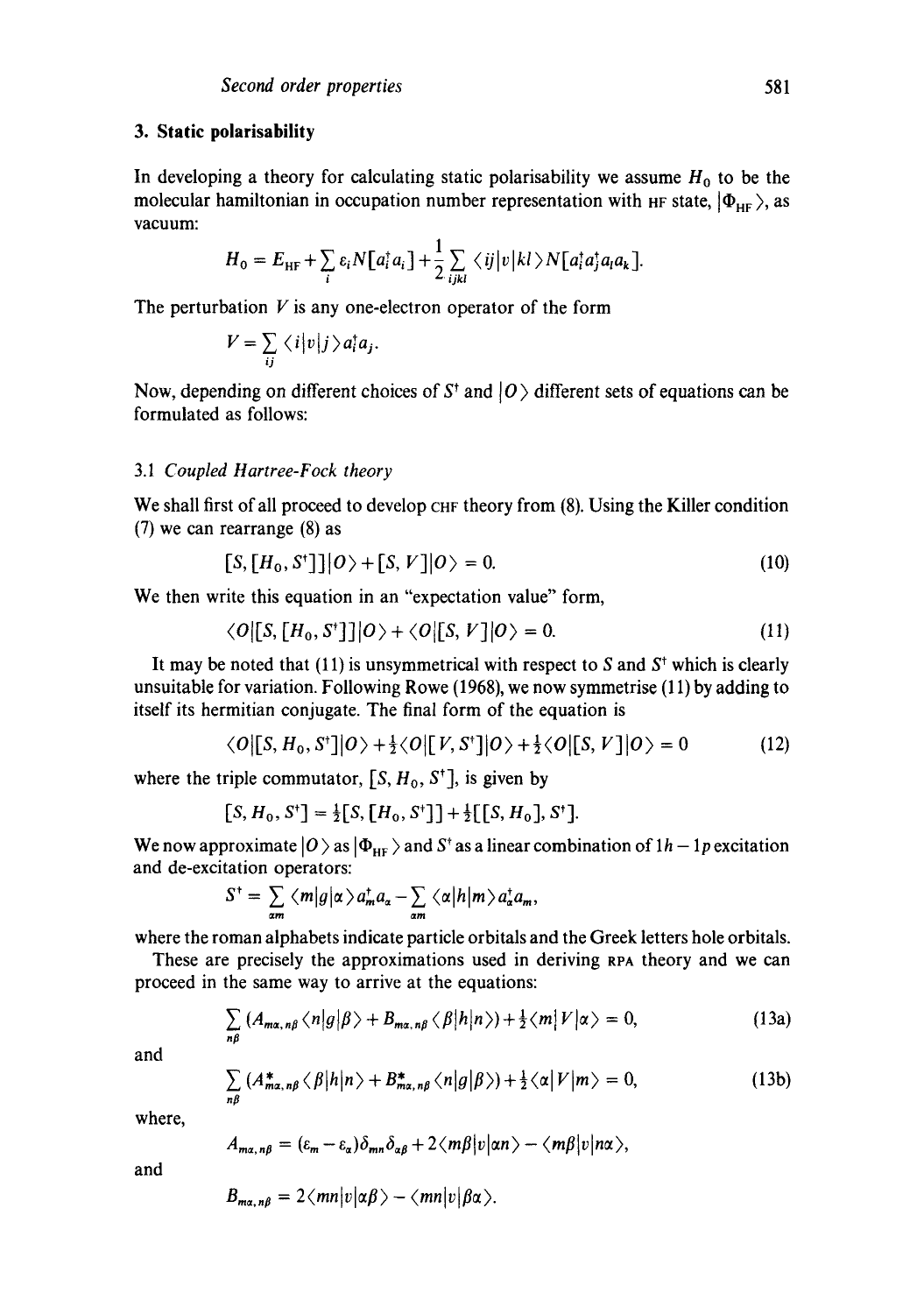## 3. Static polarisability

In developing a theory for calculating static polarisability we assume $H_0$ to be the molecular hamiltonian in occupation number representation with HF state, $|\Phi_{\text{HF}}\rangle$, as vacuum:

$$H_0 = E_{\text{HF}} + \sum_i \varepsilon_i N[a_i^\dagger a_i] + \frac{1}{2}\sum_{ijkl} \langle ij|v|kl\rangle N[a_i^\dagger a_j^\dagger a_l a_k].$$

The perturbation $V$ is any one-electron operator of the form

$$V = \sum_{ij} \langle i|v|j\rangle a_i^\dagger a_j.$$

Now, depending on different choices of $S^\dagger$ and $|O\rangle$ different sets of equations can be formulated as follows:

### 3.1 *Coupled Hartree-Fock theory*

We shall first of all proceed to develop CHF theory from (8). Using the Killer condition (7) we can rearrange (8) as

$$[S,[H_0,S^\dagger]]|O\rangle + [S,V]|O\rangle = 0. \tag{10}$$

We then write this equation in an "expectation value" form,

$$\langle O|[S,[H_0,S^\dagger]]|O\rangle + \langle O|[S,V]|O\rangle = 0. \tag{11}$$

It may be noted that (11) is unsymmetrical with respect to $S$ and $S^\dagger$ which is clearly unsuitable for variation. Following Rowe (1968), we now symmetrise (11) by adding to itself its hermitian conjugate. The final form of the equation is

$$\langle O|[S,H_0,S^\dagger]|O\rangle + \tfrac{1}{2}\langle O|[V,S^\dagger]|O\rangle + \tfrac{1}{2}\langle O|[S,V]|O\rangle = 0 \tag{12}$$

where the triple commutator, $[S,H_0,S^\dagger]$, is given by

$$[S,H_0,S^\dagger] = \tfrac{1}{2}[S,[H_0,S^\dagger]] + \tfrac{1}{2}[[S,H_0],S^\dagger].$$

We now approximate $|O\rangle$ as $|\Phi_{\text{HF}}\rangle$ and $S^\dagger$ as a linear combination of $1h-1p$ excitation and de-excitation operators:

$$S^\dagger = \sum_{\alpha m} \langle m|g|\alpha\rangle a_m^\dagger a_\alpha - \sum_{\alpha m} \langle \alpha|h|m\rangle a_\alpha^\dagger a_m,$$

where the roman alphabets indicate particle orbitals and the Greek letters hole orbitals.

These are precisely the approximations used in deriving RPA theory and we can proceed in the same way to arrive at the equations:

$$\sum_{n\beta} (A_{m\alpha,n\beta}\langle n|g|\beta\rangle + B_{m\alpha,n\beta}\langle \beta|h|n\rangle) + \tfrac{1}{2}\langle m|V|\alpha\rangle = 0, \tag{13a}$$

and

$$\sum_{n\beta} (A^*_{m\alpha,n\beta}\langle \beta|h|n\rangle + B^*_{m\alpha,n\beta}\langle n|g|\beta\rangle) + \tfrac{1}{2}\langle \alpha|V|m\rangle = 0, \tag{13b}$$

where,

$$A_{m\alpha,n\beta} = (\varepsilon_m - \varepsilon_\alpha)\delta_{mn}\delta_{\alpha\beta} + 2\langle m\beta|v|\alpha n\rangle - \langle m\beta|v|n\alpha\rangle,$$

and

$$B_{m\alpha,n\beta} = 2\langle mn|v|\alpha\beta\rangle - \langle mn|v|\beta\alpha\rangle.$$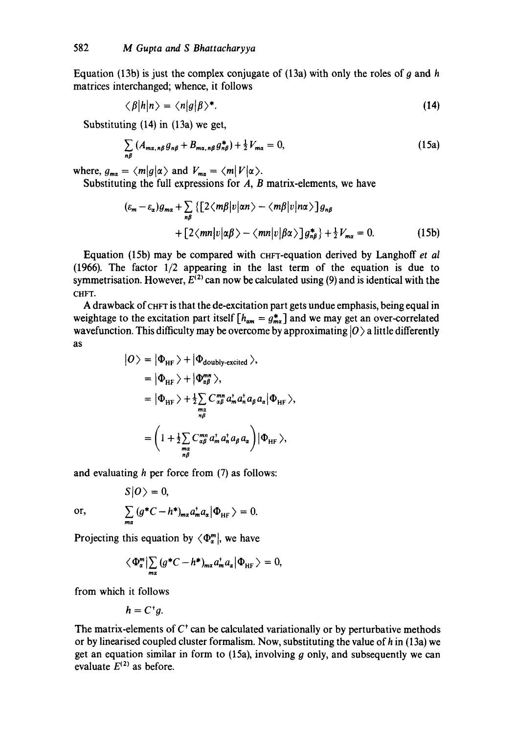Equation (13b) is just the complex conjugate of (13a) with only the roles of $g$ and $h$ matrices interchanged; whence, it follows

$$\langle \beta | h | n \rangle = \langle n | g | \beta \rangle^*. \tag{14}$$

Substituting (14) in (13a) we get,

$$\sum_{n\beta} (A_{m\alpha, n\beta} g_{n\beta} + B_{m\alpha, n\beta} g^*_{n\beta}) + \tfrac{1}{2} V_{m\alpha} = 0, \tag{15a}$$

where, $g_{m\alpha} = \langle m | g | \alpha \rangle$ and $V_{m\alpha} = \langle m | V | \alpha \rangle$.

Substituting the full expressions for $A$, $B$ matrix-elements, we have

$$(\varepsilon_m - \varepsilon_\alpha) g_{m\alpha} + \sum_{n\beta} \{ [2\langle m\beta | v | \alpha n \rangle - \langle m\beta | v | n\alpha \rangle] g_{n\beta} + [2\langle mn | v | \alpha\beta \rangle - \langle mn | v | \beta\alpha \rangle] g^*_{n\beta} \} + \tfrac{1}{2} V_{m\alpha} = 0. \tag{15b}$$

Equation (15b) may be compared with CHFT-equation derived by Langhoff *et al* (1966). The factor 1/2 appearing in the last term of the equation is due to symmetrisation. However, $E^{(2)}$ can now be calculated using (9) and is identical with the CHFT.

A drawback of CHFT is that the de-excitation part gets undue emphasis, being equal in weightage to the excitation part itself $[h_{\alpha m} = g^*_{m\alpha}]$ and we may get an over-correlated wavefunction. This difficulty may be overcome by approximating $|O\rangle$ a little differently as

$$\begin{aligned}
|O\rangle &= |\Phi_{\text{HF}}\rangle + |\Phi_{\text{doubly-excited}}\rangle, \\
&= |\Phi_{\text{HF}}\rangle + |\Phi^{mn}_{\alpha\beta}\rangle, \\
&= |\Phi_{\text{HF}}\rangle + \tfrac{1}{2} \sum_{\substack{m\alpha \\ n\beta}} C^{mn}_{\alpha\beta} a^\dagger_m a^\dagger_n a_\beta a_\alpha |\Phi_{\text{HF}}\rangle, \\
&= \Big( 1 + \tfrac{1}{2} \sum_{\substack{m\alpha \\ n\beta}} C^{mn}_{\alpha\beta} a^\dagger_m a^\dagger_n a_\beta a_\alpha \Big) |\Phi_{\text{HF}}\rangle,
\end{aligned}$$

and evaluating $h$ per force from (7) as follows:

$$S|O\rangle = 0,$$

or, $$\sum_{m\alpha} (g^* C - h^*)_{m\alpha} a^\dagger_m a_\alpha |\Phi_{\text{HF}}\rangle = 0.$$

Projecting this equation by $\langle \Phi^m_\alpha |$, we have

$$\langle \Phi^m_\alpha | \sum_{m\alpha} (g^* C - h^*)_{m\alpha} a^\dagger_m a_\alpha | \Phi_{\text{HF}} \rangle = 0,$$

from which it follows

$$h = C^\dagger g.$$

The matrix-elements of $C^\dagger$ can be calculated variationally or by perturbative methods or by linearised coupled cluster formalism. Now, substituting the value of $h$ in (13a) we get an equation similar in form to (15a), involving $g$ only, and subsequently we can evaluate $E^{(2)}$ as before.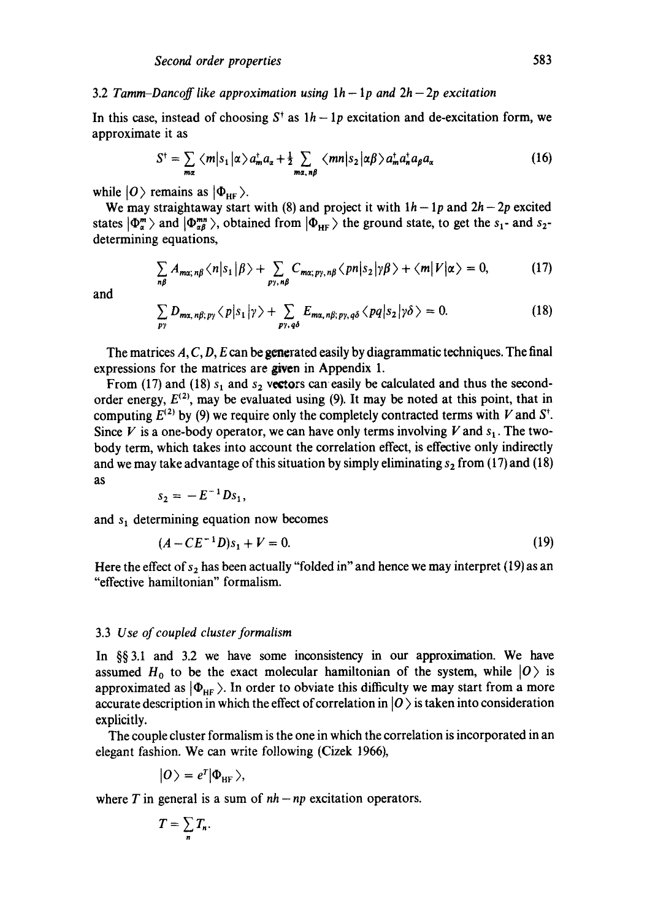### 3.2 *Tamm–Dancoff like approximation using $1h-1p$ and $2h-2p$ excitation*

In this case, instead of choosing $S^\dagger$ as $1h-1p$ excitation and de-excitation form, we approximate it as

$$S^\dagger = \sum_{m\alpha} \langle m|s_1|\alpha\rangle a_m^\dagger a_\alpha + \tfrac{1}{2} \sum_{m\alpha,\, n\beta} \langle mn|s_2|\alpha\beta\rangle a_m^\dagger a_n^\dagger a_\beta a_\alpha \tag{16}$$

while $|O\rangle$ remains as $|\Phi_{\mathrm{HF}}\rangle$.

We may straightaway start with (8) and project it with $1h-1p$ and $2h-2p$ excited states $|\Phi_\alpha^m\rangle$ and $|\Phi_{\alpha\beta}^{mn}\rangle$, obtained from $|\Phi_{\mathrm{HF}}\rangle$ the ground state, to get the $s_1$- and $s_2$-determining equations,

$$\sum_{n\beta} A_{m\alpha;\, n\beta} \langle n|s_1|\beta\rangle + \sum_{p\gamma,\, n\beta} C_{m\alpha;\, p\gamma,\, n\beta} \langle pn|s_2|\gamma\beta\rangle + \langle m|V|\alpha\rangle = 0, \tag{17}$$

and

$$\sum_{p\gamma} D_{m\alpha,\, n\beta;\, p\gamma} \langle p|s_1|\gamma\rangle + \sum_{p\gamma,\, q\delta} E_{m\alpha,\, n\beta;\, p\gamma,\, q\delta} \langle pq|s_2|\gamma\delta\rangle = 0. \tag{18}$$

The matrices $A, C, D, E$ can be generated easily by diagrammatic techniques. The final expressions for the matrices are given in Appendix 1.

From (17) and (18) $s_1$ and $s_2$ vectors can easily be calculated and thus the second-order energy, $E^{(2)}$, may be evaluated using (9). It may be noted at this point, that in computing $E^{(2)}$ by (9) we require only the completely contracted terms with $V$ and $S^\dagger$. Since $V$ is a one-body operator, we can have only terms involving $V$ and $s_1$. The two-body term, which takes into account the correlation effect, is effective only indirectly and we may take advantage of this situation by simply eliminating $s_2$ from (17) and (18) as

$$s_2 = -E^{-1} D s_1,$$

and $s_1$ determining equation now becomes

$$(A - CE^{-1}D)s_1 + V = 0. \tag{19}$$

Here the effect of $s_2$ has been actually "folded in" and hence we may interpret (19) as an "effective hamiltonian" formalism.

### 3.3 *Use of coupled cluster formalism*

In §§ 3.1 and 3.2 we have some inconsistency in our approximation. We have assumed $H_0$ to be the exact molecular hamiltonian of the system, while $|O\rangle$ is approximated as $|\Phi_{\mathrm{HF}}\rangle$. In order to obviate this difficulty we may start from a more accurate description in which the effect of correlation in $|O\rangle$ is taken into consideration explicitly.

The couple cluster formalism is the one in which the correlation is incorporated in an elegant fashion. We can write following (Cizek 1966),

$$|O\rangle = e^T |\Phi_{\mathrm{HF}}\rangle,$$

where $T$ in general is a sum of $nh-np$ excitation operators.

$$T = \sum_n T_n.$$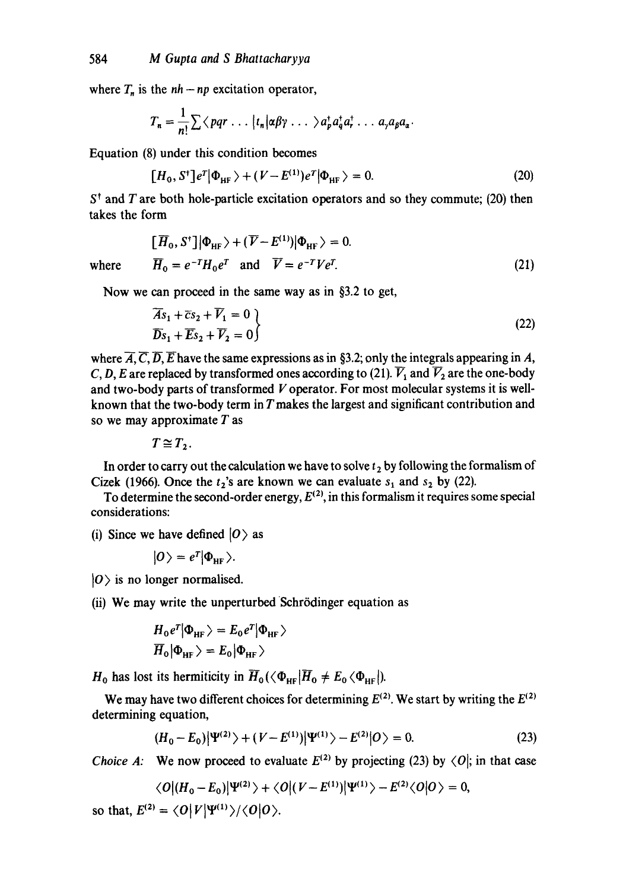where $T_n$ is the $nh - np$ excitation operator,

$$T_n = \frac{1}{n!}\sum \langle pqr \ldots |t_n|\alpha\beta\gamma \ldots \rangle a_p^\dagger a_q^\dagger a_r^\dagger \ldots a_\gamma a_\beta a_\alpha .$$

Equation (8) under this condition becomes

$$[H_0, S^\dagger] e^T |\Phi_{\mathrm{HF}}\rangle + (V - E^{(1)}) e^T |\Phi_{\mathrm{HF}}\rangle = 0. \tag{20}$$

$S^\dagger$ and $T$ are both hole-particle excitation operators and so they commute; (20) then takes the form

$$[\overline{H}_0, S^\dagger] |\Phi_{\mathrm{HF}}\rangle + (\overline{V} - E^{(1)}) |\Phi_{\mathrm{HF}}\rangle = 0.$$

where $\quad \overline{H}_0 = e^{-T} H_0 e^T \quad$ and $\quad \overline{V} = e^{-T} V e^T. \qquad (21)$

Now we can proceed in the same way as in §3.2 to get,

$$\left.\begin{aligned} \overline{A}s_1 + \overline{c}s_2 + \overline{V}_1 &= 0 \\ \overline{D}s_1 + \overline{E}s_2 + \overline{V}_2 &= 0 \end{aligned}\right\} \tag{22}$$

where $\overline{A}, \overline{C}, \overline{D}, \overline{E}$ have the same expressions as in §3.2; only the integrals appearing in $A$, $C$, $D$, $E$ are replaced by transformed ones according to (21). $\overline{V}_1$ and $\overline{V}_2$ are the one-body and two-body parts of transformed $V$ operator. For most molecular systems it is well-known that the two-body term in $T$ makes the largest and significant contribution and so we may approximate $T$ as

$$T \cong T_2.$$

In order to carry out the calculation we have to solve $t_2$ by following the formalism of Cizek (1966). Once the $t_2$'s are known we can evaluate $s_1$ and $s_2$ by (22).

To determine the second-order energy, $E^{(2)}$, in this formalism it requires some special considerations:

(i) Since we have defined $|O\rangle$ as

$$|O\rangle = e^T |\Phi_{\mathrm{HF}}\rangle.$$

$|O\rangle$ is no longer normalised.

(ii) We may write the unperturbed Schrödinger equation as

$$H_0 e^T |\Phi_{\mathrm{HF}}\rangle = E_0 e^T |\Phi_{\mathrm{HF}}\rangle$$

$$\overline{H}_0 |\Phi_{\mathrm{HF}}\rangle = E_0 |\Phi_{\mathrm{HF}}\rangle$$

$H_0$ has lost its hermiticity in $\overline{H}_0$ ($\langle \Phi_{\mathrm{HF}} | \overline{H}_0 \neq E_0 \langle \Phi_{\mathrm{HF}} |$).

We may have two different choices for determining $E^{(2)}$. We start by writing the $E^{(2)}$ determining equation,

$$(H_0 - E_0)|\Psi^{(2)}\rangle + (V - E^{(1)})|\Psi^{(1)}\rangle - E^{(2)}|O\rangle = 0. \tag{23}$$

*Choice A:* We now proceed to evaluate $E^{(2)}$ by projecting (23) by $\langle O|$; in that case

$$\langle O|(H_0 - E_0)|\Psi^{(2)}\rangle + \langle O|(V - E^{(1)})|\Psi^{(1)}\rangle - E^{(2)}\langle O|O\rangle = 0,$$

so that, $E^{(2)} = \langle O|V|\Psi^{(1)}\rangle / \langle O|O\rangle$.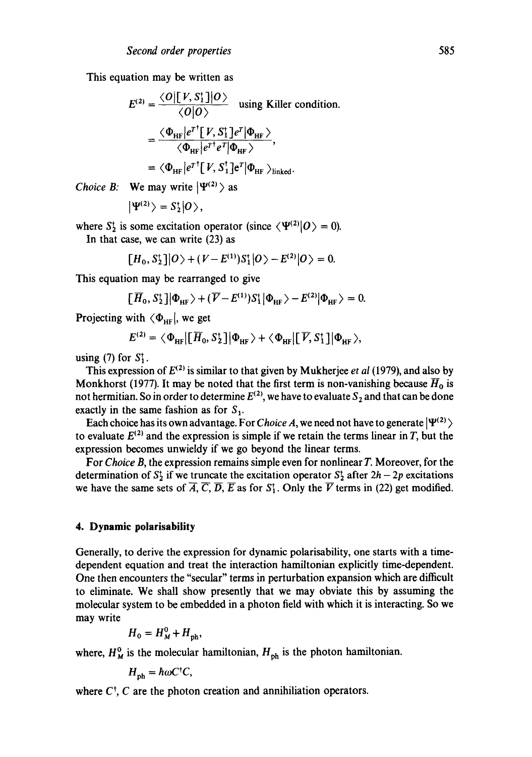This equation may be written as

$$E^{(2)} = \frac{\langle O|[V, S_1^\dagger]|O\rangle}{\langle O|O\rangle} \quad \text{using Killer condition.}$$

$$= \frac{\langle \Phi_{\mathrm{HF}}|e^{T^\dagger}[V, S_1^\dagger]e^T|\Phi_{\mathrm{HF}}\rangle}{\langle \Phi_{\mathrm{HF}}|e^{T^\dagger}e^T|\Phi_{\mathrm{HF}}\rangle},$$

$$= \langle \Phi_{\mathrm{HF}}|e^{T^\dagger}[V, S_1^\dagger]e^T|\Phi_{\mathrm{HF}}\rangle_{\mathrm{linked}}.$$

*Choice B:* We may write $|\Psi^{(2)}\rangle$ as

$$|\Psi^{(2)}\rangle = S_2^\dagger|O\rangle,$$

where $S_2^\dagger$ is some excitation operator (since $\langle \Psi^{(2)}|O\rangle = 0$).

In that case, we can write (23) as

$$[H_0, S_2^\dagger]|O\rangle + (V - E^{(1)})S_1^\dagger|O\rangle - E^{(2)}|O\rangle = 0.$$

This equation may be rearranged to give

$$[\overline{H}_0, S_2^\dagger]|\Phi_{\mathrm{HF}}\rangle + (\overline{V} - E^{(1)})S_1^\dagger|\Phi_{\mathrm{HF}}\rangle - E^{(2)}|\Phi_{\mathrm{HF}}\rangle = 0.$$

Projecting with $\langle \Phi_{\mathrm{HF}}|$, we get

$$E^{(2)} = \langle \Phi_{\mathrm{HF}}|[\overline{H}_0, S_2^\dagger]|\Phi_{\mathrm{HF}}\rangle + \langle \Phi_{\mathrm{HF}}|[\overline{V}, S_1^\dagger]|\Phi_{\mathrm{HF}}\rangle,$$

using (7) for $S_1^\dagger$.

This expression of $E^{(2)}$ is similar to that given by Mukherjee *et al* (1979), and also by Monkhorst (1977). It may be noted that the first term is non-vanishing because $\overline{H}_0$ is not hermitian. So in order to determine $E^{(2)}$, we have to evaluate $S_2$ and that can be done exactly in the same fashion as for $S_1$.

Each choice has its own advantage. For *Choice A*, we need not have to generate $|\Psi^{(2)}\rangle$ to evaluate $E^{(2)}$ and the expression is simple if we retain the terms linear in $T$, but the expression becomes unwieldy if we go beyond the linear terms.

For *Choice B*, the expression remains simple even for nonlinear $T$. Moreover, for the determination of $S_2^\dagger$ if we truncate the excitation operator $S_2^\dagger$ after $2h-2p$ excitations we have the same sets of $\overline{A}, \overline{C}, \overline{D}, \overline{E}$ as for $S_1^\dagger$. Only the $\overline{V}$ terms in (22) get modified.

## 4. Dynamic polarisability

Generally, to derive the expression for dynamic polarisability, one starts with a time-dependent equation and treat the interaction hamiltonian explicitly time-dependent. One then encounters the "secular" terms in perturbation expansion which are difficult to eliminate. We shall show presently that we may obviate this by assuming the molecular system to be embedded in a photon field with which it is interacting. So we may write

$$H_0 = H_M^0 + H_{\mathrm{ph}},$$

where, $H_M^0$ is the molecular hamiltonian, $H_{\mathrm{ph}}$ is the photon hamiltonian.

$$H_{\mathrm{ph}} = \hbar\omega C^\dagger C,$$

where $C^\dagger$, $C$ are the photon creation and annihiliation operators.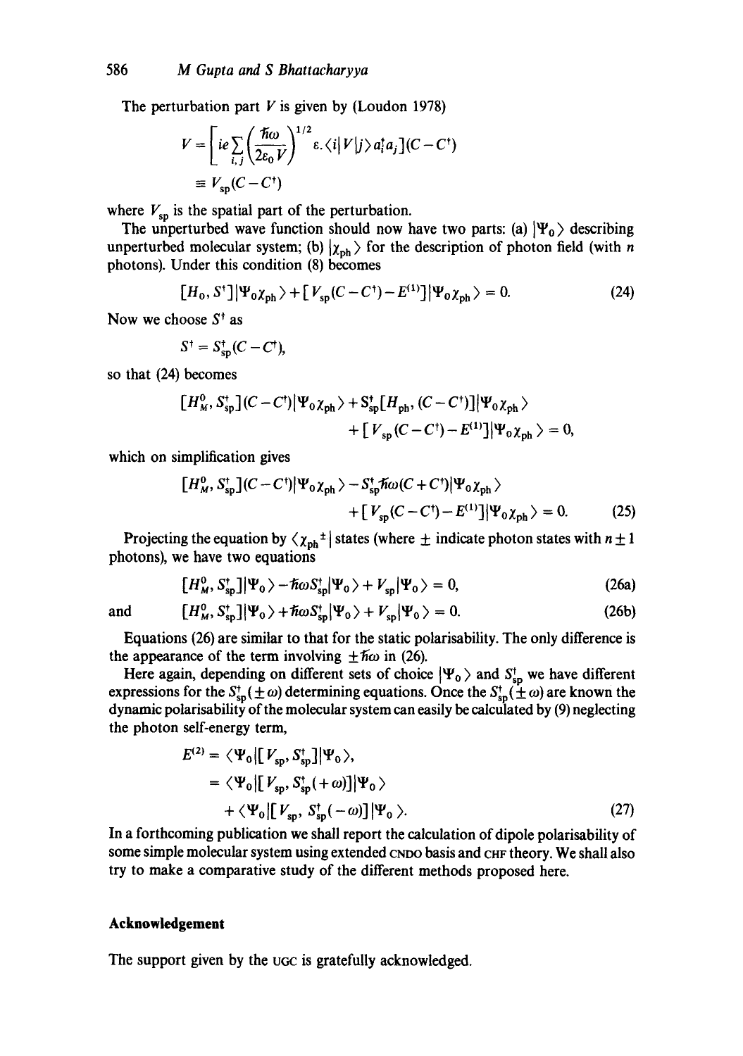The perturbation part $V$ is given by (Loudon 1978)

$$V = \left[ ie \sum_{i,j} \left( \frac{\hbar\omega}{2\varepsilon_0 V} \right)^{1/2} \varepsilon . \langle i | V | j \rangle a_i^\dagger a_j \right] (C - C^\dagger)$$

$$\equiv V_{sp}(C - C^\dagger)$$

where $V_{sp}$ is the spatial part of the perturbation.

The unperturbed wave function should now have two parts: (a) $|\Psi_0\rangle$ describing unperturbed molecular system; (b) $|\chi_{ph}\rangle$ for the description of photon field (with $n$ photons). Under this condition (8) becomes

$$[H_0, S^\dagger] |\Psi_0 \chi_{ph}\rangle + [V_{sp}(C - C^\dagger) - E^{(1)}] |\Psi_0 \chi_{ph}\rangle = 0. \tag{24}$$

Now we choose $S^\dagger$ as

$$S^\dagger = S_{sp}^\dagger (C - C^\dagger),$$

so that (24) becomes

$$[H_M^0, S_{sp}^\dagger](C - C^\dagger)|\Psi_0 \chi_{ph}\rangle + S_{sp}^\dagger [H_{ph}, (C - C^\dagger)] |\Psi_0 \chi_{ph}\rangle + [V_{sp}(C - C^\dagger) - E^{(1)}] |\Psi_0 \chi_{ph}\rangle = 0,$$

which on simplification gives

$$[H_M^0, S_{sp}^\dagger](C - C^\dagger)|\Psi_0 \chi_{ph}\rangle - S_{sp}^\dagger \hbar\omega (C + C^\dagger) |\Psi_0 \chi_{ph}\rangle + [V_{sp}(C - C^\dagger) - E^{(1)}] |\Psi_0 \chi_{ph}\rangle = 0. \tag{25}$$

Projecting the equation by $\langle \chi_{ph}^{\pm} |$ states (where $\pm$ indicate photon states with $n \pm 1$ photons), we have two equations

$$[H_M^0, S_{sp}^\dagger] |\Psi_0\rangle - \hbar\omega S_{sp}^\dagger |\Psi_0\rangle + V_{sp} |\Psi_0\rangle = 0, \tag{26a}$$

and

$$[H_M^0, S_{sp}^\dagger] |\Psi_0\rangle + \hbar\omega S_{sp}^\dagger |\Psi_0\rangle + V_{sp} |\Psi_0\rangle = 0. \tag{26b}$$

Equations (26) are similar to that for the static polarisability. The only difference is the appearance of the term involving $\pm\hbar\omega$ in (26).

Here again, depending on different sets of choice $|\Psi_0\rangle$ and $S_{sp}^\dagger$ we have different expressions for the $S_{sp}^\dagger(\pm\omega)$ determining equations. Once the $S_{sp}^\dagger(\pm\omega)$ are known the dynamic polarisability of the molecular system can easily be calculated by (9) neglecting the photon self-energy term,

$$\begin{aligned} E^{(2)} &= \langle \Psi_0 | [V_{sp}, S_{sp}^\dagger] | \Psi_0 \rangle, \\ &= \langle \Psi_0 | [V_{sp}, S_{sp}^\dagger(+\omega)] | \Psi_0 \rangle \\ &\quad + \langle \Psi_0 | [V_{sp}, S_{sp}^\dagger(-\omega)] | \Psi_0 \rangle. \end{aligned} \tag{27}$$

In a forthcoming publication we shall report the calculation of dipole polarisability of some simple molecular system using extended CNDO basis and CHF theory. We shall also try to make a comparative study of the different methods proposed here.

## Acknowledgement

The support given by the UGC is gratefully acknowledged.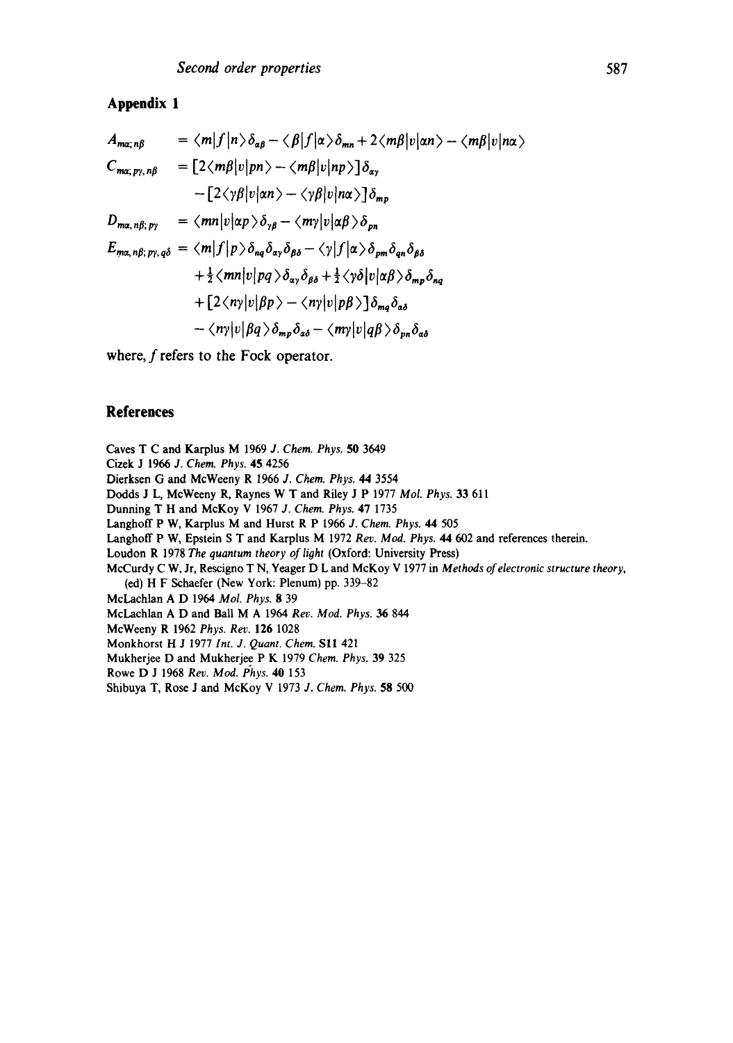## Appendix 1

$$
\begin{aligned}
A_{m\alpha;n\beta} &= \langle m|f|n\rangle \delta_{\alpha\beta} - \langle \beta|f|\alpha\rangle \delta_{mn} + 2\langle m\beta|v|\alpha n\rangle - \langle m\beta|v|n\alpha\rangle \\
C_{m\alpha;p\gamma,n\beta} &= [2\langle m\beta|v|pn\rangle - \langle m\beta|v|np\rangle]\delta_{\alpha\gamma} \\
&\quad - [2\langle \gamma\beta|v|\alpha n\rangle - \langle \gamma\beta|v|n\alpha\rangle]\delta_{mp} \\
D_{m\alpha,n\beta;p\gamma} &= \langle mn|v|\alpha p\rangle \delta_{\gamma\beta} - \langle m\gamma|v|\alpha\beta\rangle \delta_{pn} \\
E_{m\alpha,n\beta;p\gamma,q\delta} &= \langle m|f|p\rangle \delta_{nq}\delta_{\alpha\gamma}\delta_{\beta\delta} - \langle \gamma|f|\alpha\rangle \delta_{pm}\delta_{qn}\delta_{\beta\delta} \\
&\quad + \tfrac{1}{2}\langle mn|v|pq\rangle \delta_{\alpha\gamma}\delta_{\beta\delta} + \tfrac{1}{2}\langle \gamma\delta|v|\alpha\beta\rangle \delta_{mp}\delta_{nq} \\
&\quad + [2\langle n\gamma|v|\beta p\rangle - \langle n\gamma|v|p\beta\rangle]\delta_{mq}\delta_{\alpha\delta} \\
&\quad - \langle n\gamma|v|\beta q\rangle \delta_{mp}\delta_{\alpha\delta} - \langle m\gamma|v|q\beta\rangle \delta_{pn}\delta_{\alpha\delta}
\end{aligned}
$$

where, $f$ refers to the Fock operator.

## References

Caves T C and Karplus M 1969 *J. Chem. Phys.* **50** 3649

Cizek J 1966 *J. Chem. Phys.* **45** 4256

Dierksen G and McWeeny R 1966 *J. Chem. Phys.* **44** 3554

Dodds J L, McWeeny R, Raynes W T and Riley J P 1977 *Mol. Phys.* **33** 611

Dunning T H and McKoy V 1967 *J. Chem. Phys.* **47** 1735

Langhoff P W, Karplus M and Hurst R P 1966 *J. Chem. Phys.* **44** 505

Langhoff P W, Epstein S T and Karplus M 1972 *Rev. Mod. Phys.* **44** 602 and references therein.

Loudon R 1978 *The quantum theory of light* (Oxford: University Press)

McCurdy C W, Jr, Rescigno T N, Yeager D L and McKoy V 1977 in *Methods of electronic structure theory*, (ed) H F Schaefer (New York: Plenum) pp. 339–82

McLachlan A D 1964 *Mol. Phys.* **8** 39

McLachlan A D and Ball M A 1964 *Rev. Mod. Phys.* **36** 844

McWeeny R 1962 *Phys. Rev.* **126** 1028

Monkhorst H J 1977 *Int. J. Quant. Chem.* **S11** 421

Mukherjee D and Mukherjee P K 1979 *Chem. Phys.* **39** 325

Rowe D J 1968 *Rev. Mod. Phys.* **40** 153

Shibuya T, Rose J and McKoy V 1973 *J. Chem. Phys.* **58** 500